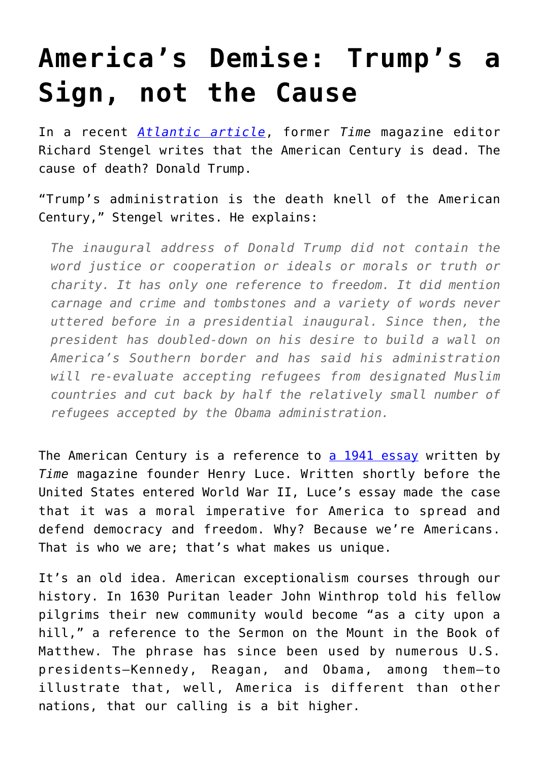# America's Demise: Trump's a Sign, not the Cause

In a recent *Atlantic article*, former *Time* magazine editor Richard Stengel writes that the American Century is dead. The cause of death? Donald Trump.

"Trump's administration is the death knell of the American Century," Stengel writes. He explains:

> *The inaugural address of Donald Trump did not contain the word justice or cooperation or ideals or morals or truth or charity. It has only one reference to freedom. It did mention carnage and crime and tombstones and a variety of words never uttered before in a presidential inaugural. Since then, the president has doubled-down on his desire to build a wall on America's Southern border and has said his administration will re-evaluate accepting refugees from designated Muslim countries and cut back by half the relatively small number of refugees accepted by the Obama administration.*

The American Century is a reference to a 1941 essay written by *Time* magazine founder Henry Luce. Written shortly before the United States entered World War II, Luce's essay made the case that it was a moral imperative for America to spread and defend democracy and freedom. Why? Because we're Americans. That is who we are; that's what makes us unique.

It's an old idea. American exceptionalism courses through our history. In 1630 Puritan leader John Winthrop told his fellow pilgrims their new community would become "as a city upon a hill," a reference to the Sermon on the Mount in the Book of Matthew. The phrase has since been used by numerous U.S. presidents—Kennedy, Reagan, and Obama, among them—to illustrate that, well, America is different than other nations, that our calling is a bit higher.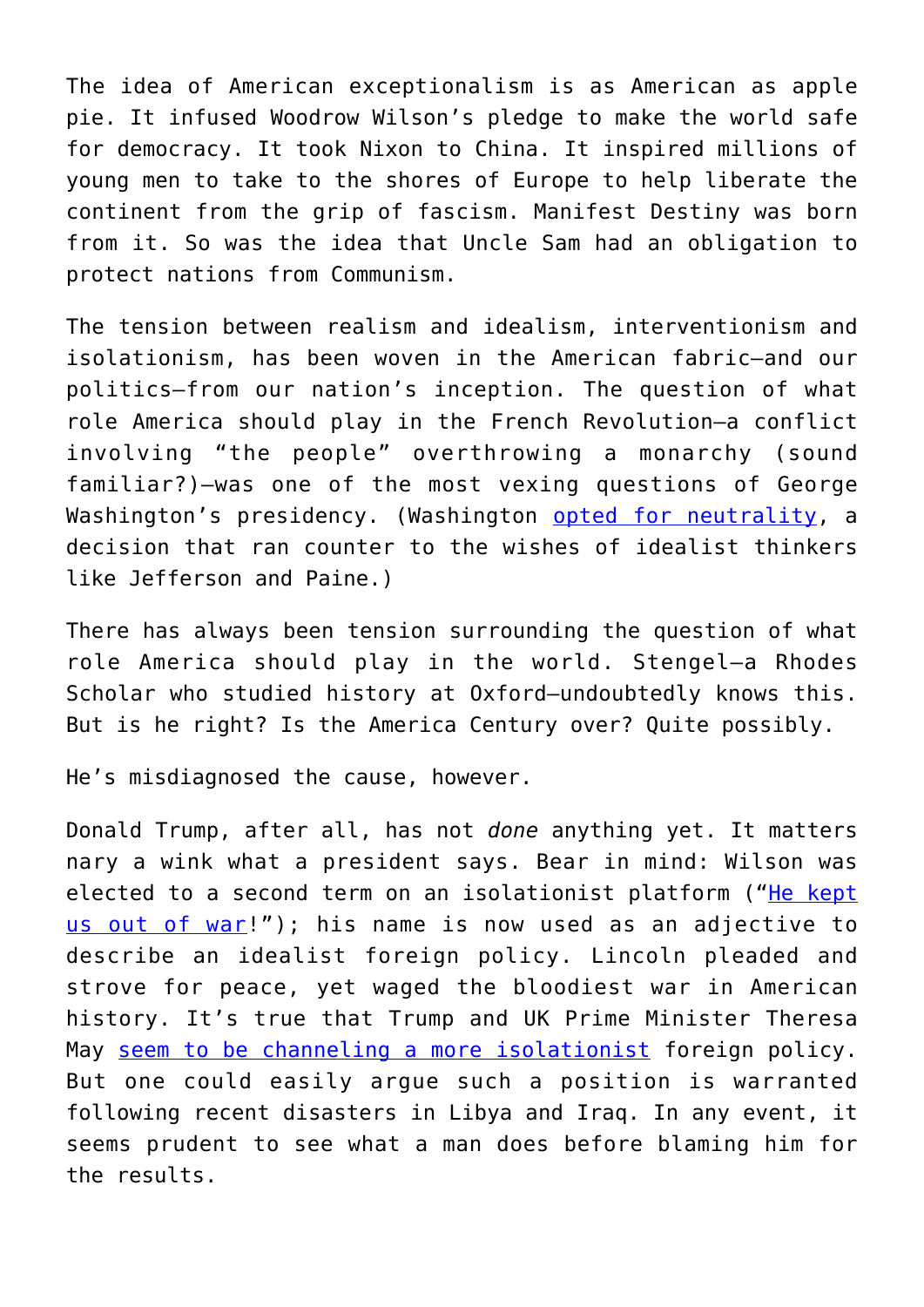The idea of American exceptionalism is as American as apple pie. It infused Woodrow Wilson's pledge to make the world safe for democracy. It took Nixon to China. It inspired millions of young men to take to the shores of Europe to help liberate the continent from the grip of fascism. Manifest Destiny was born from it. So was the idea that Uncle Sam had an obligation to protect nations from Communism.

The tension between realism and idealism, interventionism and isolationism, has been woven in the American fabric—and our politics—from our nation's inception. The question of what role America should play in the French Revolution—a conflict involving "the people" overthrowing a monarchy (sound familiar?)—was one of the most vexing questions of George Washington's presidency. (Washington opted for neutrality, a decision that ran counter to the wishes of idealist thinkers like Jefferson and Paine.)

There has always been tension surrounding the question of what role America should play in the world. Stengel—a Rhodes Scholar who studied history at Oxford—undoubtedly knows this. But is he right? Is the America Century over? Quite possibly.

He's misdiagnosed the cause, however.

Donald Trump, after all, has not *done* anything yet. It matters nary a wink what a president says. Bear in mind: Wilson was elected to a second term on an isolationist platform ("He kept us out of war!"); his name is now used as an adjective to describe an idealist foreign policy. Lincoln pleaded and strove for peace, yet waged the bloodiest war in American history. It's true that Trump and UK Prime Minister Theresa May seem to be channeling a more isolationist foreign policy. But one could easily argue such a position is warranted following recent disasters in Libya and Iraq. In any event, it seems prudent to see what a man does before blaming him for the results.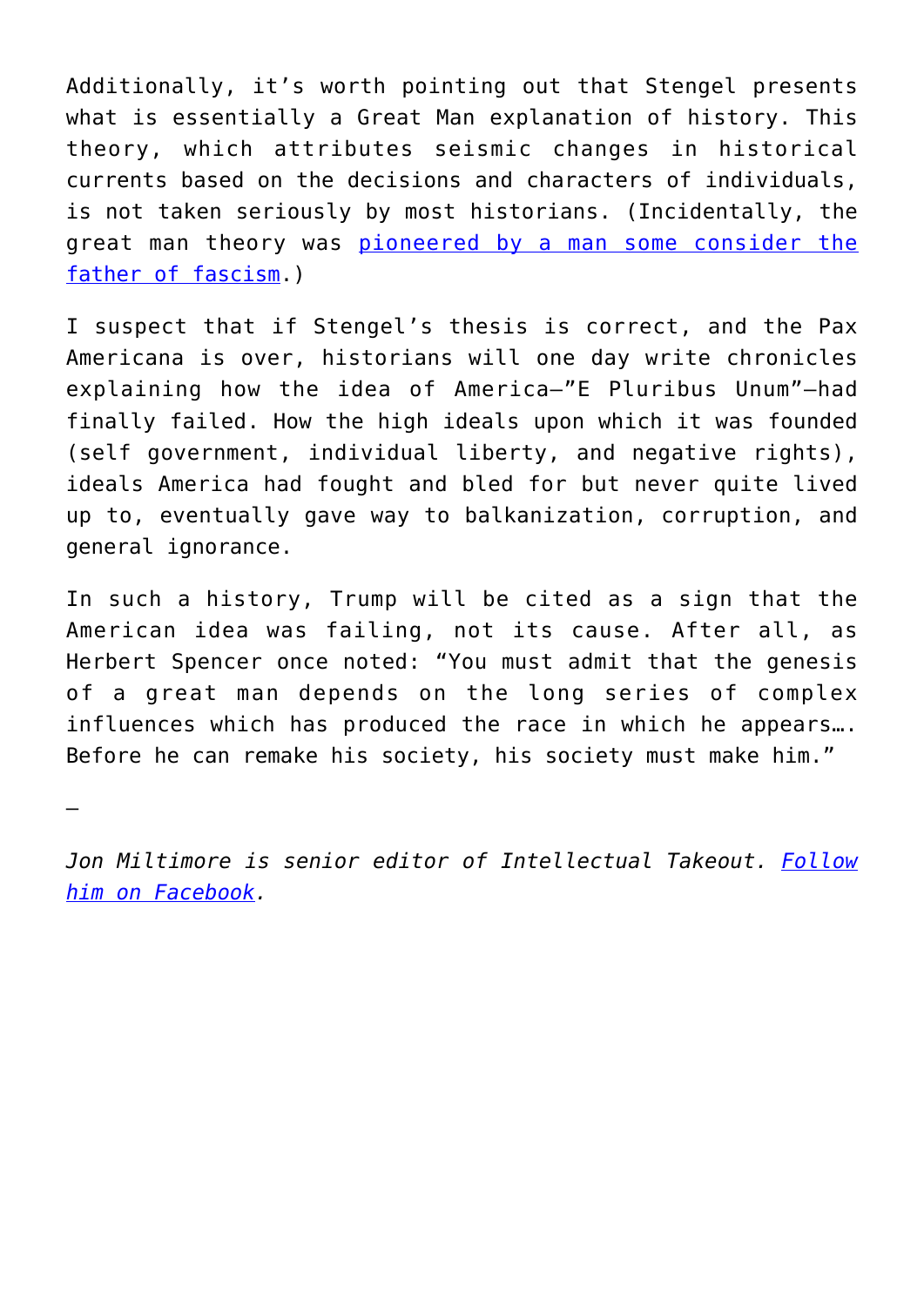Additionally, it's worth pointing out that Stengel presents what is essentially a Great Man explanation of history. This theory, which attributes seismic changes in historical currents based on the decisions and characters of individuals, is not taken seriously by most historians. (Incidentally, the great man theory was [pioneered by a man some consider the father of fascism].)

I suspect that if Stengel's thesis is correct, and the Pax Americana is over, historians will one day write chronicles explaining how the idea of America—"E Pluribus Unum"—had finally failed. How the high ideals upon which it was founded (self government, individual liberty, and negative rights), ideals America had fought and bled for but never quite lived up to, eventually gave way to balkanization, corruption, and general ignorance.

In such a history, Trump will be cited as a sign that the American idea was failing, not its cause. After all, as Herbert Spencer once noted: "You must admit that the genesis of a great man depends on the long series of complex influences which has produced the race in which he appears…. Before he can remake his society, his society must make him."

—

*Jon Miltimore is senior editor of Intellectual Takeout. [Follow him on Facebook].*